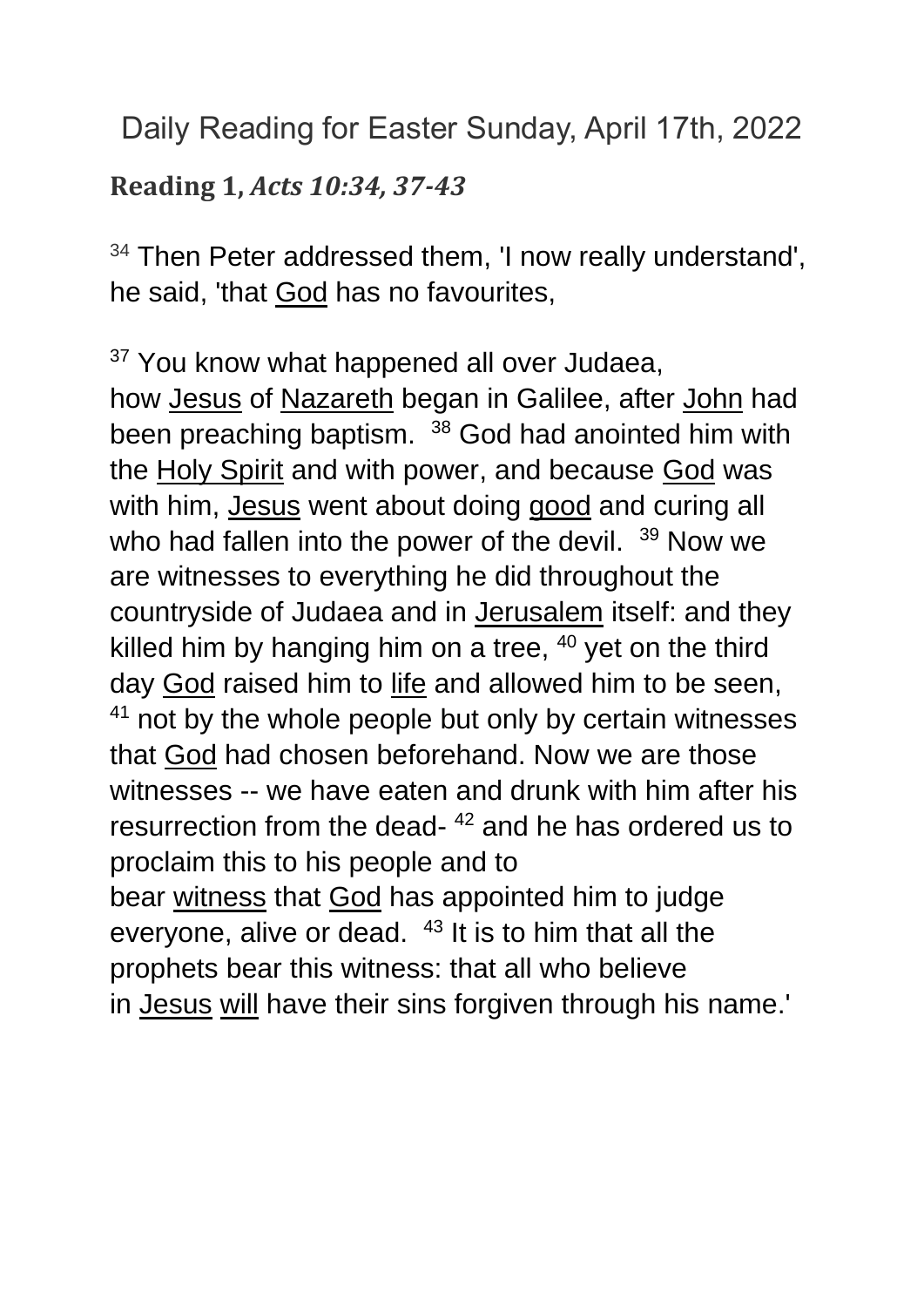# Daily Reading for Easter Sunday, April 17th, 2022

## **Reading 1,** ***Acts 10:34, 37-43***

[34] Then Peter addressed them, 'I now really understand', he said, 'that God has no favourites,

[37] You know what happened all over Judaea, how Jesus of Nazareth began in Galilee, after John had been preaching baptism. [38] God had anointed him with the Holy Spirit and with power, and because God was with him, Jesus went about doing good and curing all who had fallen into the power of the devil. [39] Now we are witnesses to everything he did throughout the countryside of Judaea and in Jerusalem itself: and they killed him by hanging him on a tree, [40] yet on the third day God raised him to life and allowed him to be seen, [41] not by the whole people but only by certain witnesses that God had chosen beforehand. Now we are those witnesses -- we have eaten and drunk with him after his resurrection from the dead- [42] and he has ordered us to proclaim this to his people and to bear witness that God has appointed him to judge everyone, alive or dead. [43] It is to him that all the prophets bear this witness: that all who believe in Jesus will have their sins forgiven through his name.'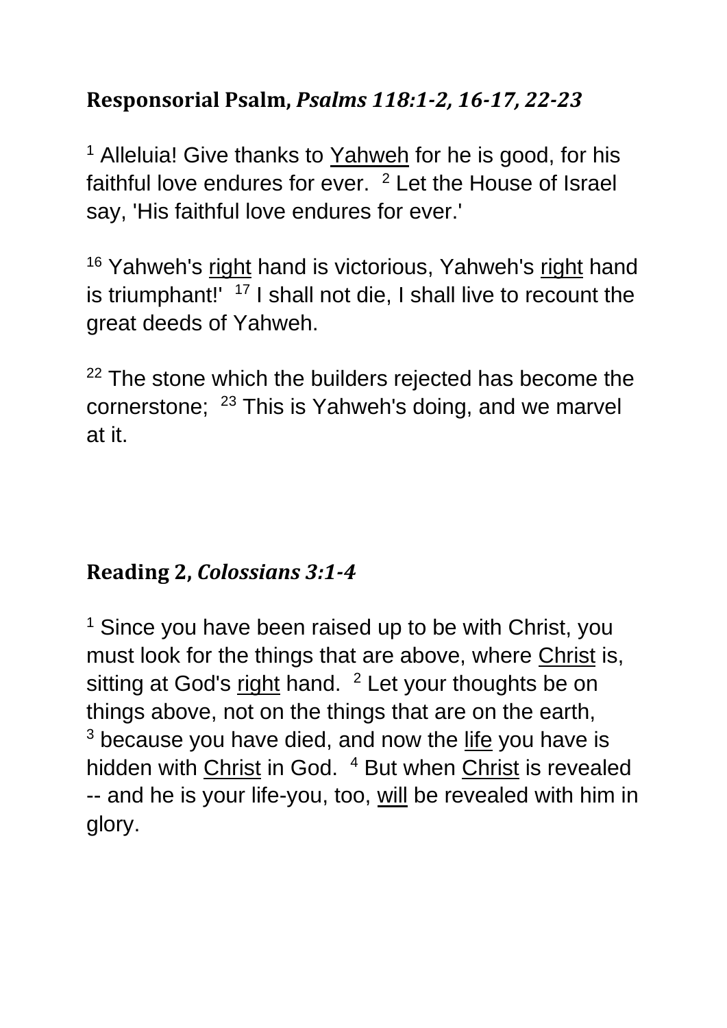## **Responsorial Psalm,** ***Psalms 118:1-2, 16-17, 22-23***

[1] Alleluia! Give thanks to Yahweh for he is good, for his faithful love endures for ever. [2] Let the House of Israel say, 'His faithful love endures for ever.'

[16] Yahweh's right hand is victorious, Yahweh's right hand is triumphant!' [17] I shall not die, I shall live to recount the great deeds of Yahweh.

[22] The stone which the builders rejected has become the cornerstone; [23] This is Yahweh's doing, and we marvel at it.

## **Reading 2,** ***Colossians 3:1-4***

[1] Since you have been raised up to be with Christ, you must look for the things that are above, where Christ is, sitting at God's right hand. [2] Let your thoughts be on things above, not on the things that are on the earth, [3] because you have died, and now the life you have is hidden with Christ in God. [4] But when Christ is revealed -- and he is your life-you, too, will be revealed with him in glory.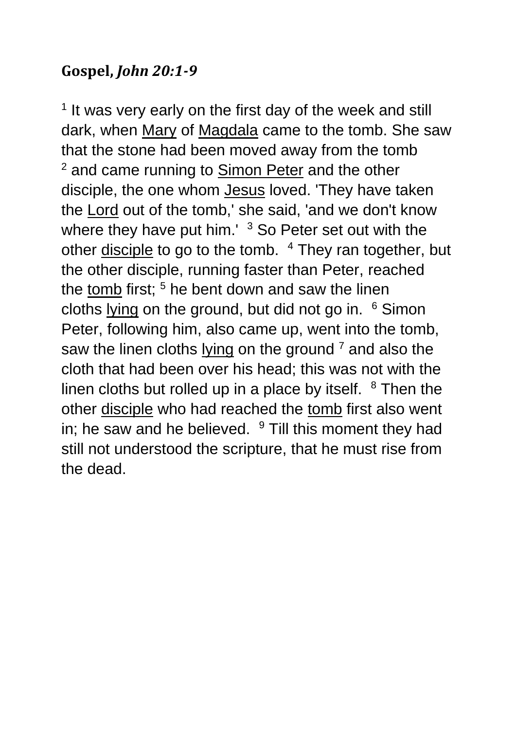## **Gospel,** ***John 20:1-9***

[1] It was very early on the first day of the week and still dark, when Mary of Magdala came to the tomb. She saw that the stone had been moved away from the tomb [2] and came running to Simon Peter and the other disciple, the one whom Jesus loved. 'They have taken the Lord out of the tomb,' she said, 'and we don't know where they have put him.' [3] So Peter set out with the other disciple to go to the tomb. [4] They ran together, but the other disciple, running faster than Peter, reached the tomb first; [5] he bent down and saw the linen cloths lying on the ground, but did not go in. [6] Simon Peter, following him, also came up, went into the tomb, saw the linen cloths lying on the ground [7] and also the cloth that had been over his head; this was not with the linen cloths but rolled up in a place by itself. [8] Then the other disciple who had reached the tomb first also went in; he saw and he believed. [9] Till this moment they had still not understood the scripture, that he must rise from the dead.